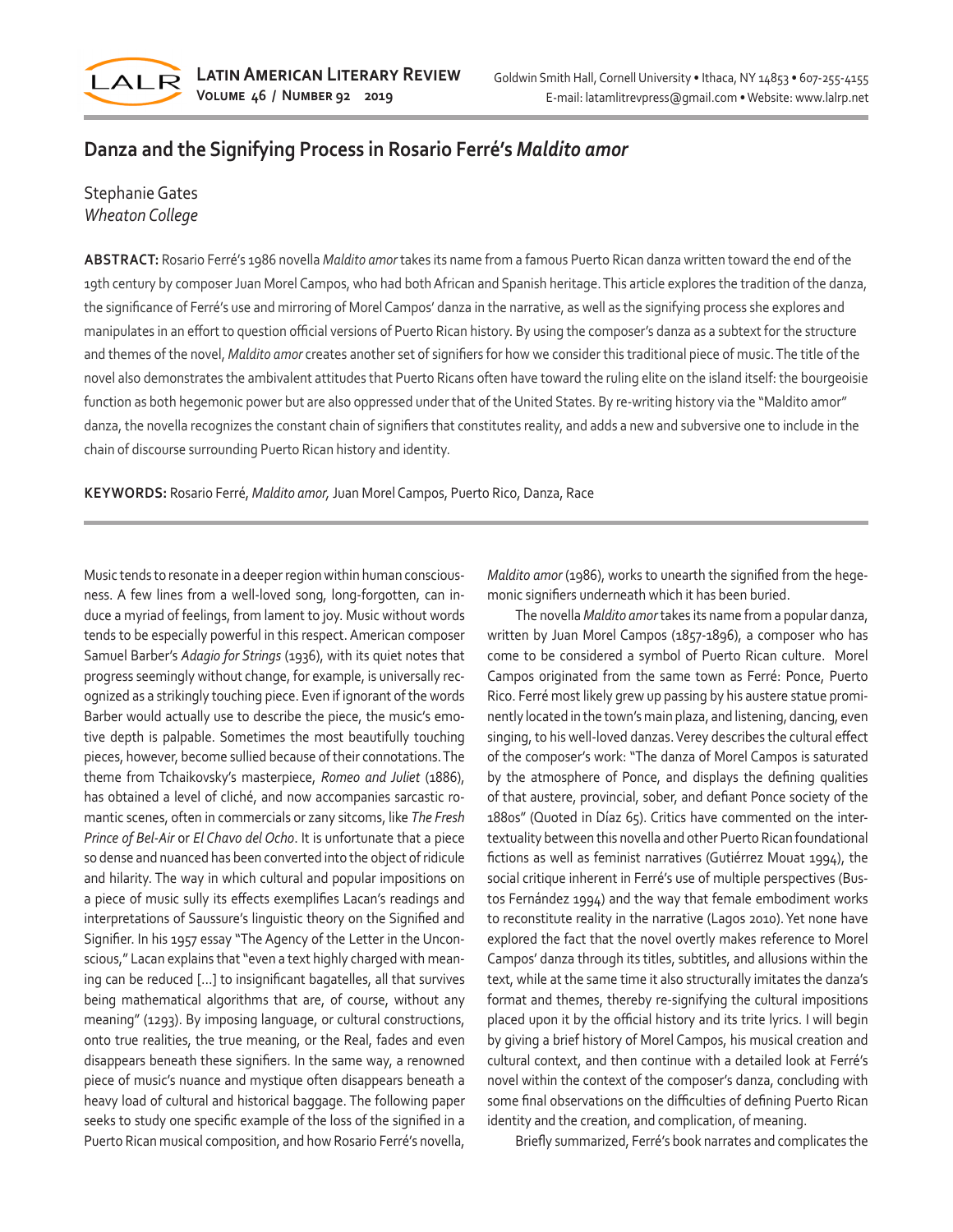# Danza and the Signifying Process in Rosario Ferré's *Maldito amor*

Stephanie Gates
*Wheaton College*

**ABSTRACT:** Rosario Ferré's 1986 novella *Maldito amor* takes its name from a famous Puerto Rican danza written toward the end of the 19th century by composer Juan Morel Campos, who had both African and Spanish heritage. This article explores the tradition of the danza, the significance of Ferré's use and mirroring of Morel Campos' danza in the narrative, as well as the signifying process she explores and manipulates in an effort to question official versions of Puerto Rican history. By using the composer's danza as a subtext for the structure and themes of the novel, *Maldito amor* creates another set of signifiers for how we consider this traditional piece of music. The title of the novel also demonstrates the ambivalent attitudes that Puerto Ricans often have toward the ruling elite on the island itself: the bourgeoisie function as both hegemonic power but are also oppressed under that of the United States. By re-writing history via the "Maldito amor" danza, the novella recognizes the constant chain of signifiers that constitutes reality, and adds a new and subversive one to include in the chain of discourse surrounding Puerto Rican history and identity.

**KEYWORDS:** Rosario Ferré, *Maldito amor,* Juan Morel Campos, Puerto Rico, Danza, Race

Music tends to resonate in a deeper region within human consciousness. A few lines from a well-loved song, long-forgotten, can induce a myriad of feelings, from lament to joy. Music without words tends to be especially powerful in this respect. American composer Samuel Barber's *Adagio for Strings* (1936), with its quiet notes that progress seemingly without change, for example, is universally recognized as a strikingly touching piece. Even if ignorant of the words Barber would actually use to describe the piece, the music's emotive depth is palpable. Sometimes the most beautifully touching pieces, however, become sullied because of their connotations. The theme from Tchaikovsky's masterpiece, *Romeo and Juliet* (1886), has obtained a level of cliché, and now accompanies sarcastic romantic scenes, often in commercials or zany sitcoms, like *The Fresh Prince of Bel-Air* or *El Chavo del Ocho*. It is unfortunate that a piece so dense and nuanced has been converted into the object of ridicule and hilarity. The way in which cultural and popular impositions on a piece of music sully its effects exemplifies Lacan's readings and interpretations of Saussure's linguistic theory on the Signified and Signifier. In his 1957 essay "The Agency of the Letter in the Unconscious," Lacan explains that "even a text highly charged with meaning can be reduced [...] to insignificant bagatelles, all that survives being mathematical algorithms that are, of course, without any meaning" (1293). By imposing language, or cultural constructions, onto true realities, the true meaning, or the Real, fades and even disappears beneath these signifiers. In the same way, a renowned piece of music's nuance and mystique often disappears beneath a heavy load of cultural and historical baggage. The following paper seeks to study one specific example of the loss of the signified in a Puerto Rican musical composition, and how Rosario Ferré's novella, *Maldito amor* (1986), works to unearth the signified from the hegemonic signifiers underneath which it has been buried.

The novella *Maldito amor* takes its name from a popular danza, written by Juan Morel Campos (1857-1896), a composer who has come to be considered a symbol of Puerto Rican culture. Morel Campos originated from the same town as Ferré: Ponce, Puerto Rico. Ferré most likely grew up passing by his austere statue prominently located in the town's main plaza, and listening, dancing, even singing, to his well-loved danzas. Verey describes the cultural effect of the composer's work: "The danza of Morel Campos is saturated by the atmosphere of Ponce, and displays the defining qualities of that austere, provincial, sober, and defiant Ponce society of the 1880s" (Quoted in Díaz 65). Critics have commented on the intertextuality between this novella and other Puerto Rican foundational fictions as well as feminist narratives (Gutiérrez Mouat 1994), the social critique inherent in Ferré's use of multiple perspectives (Bustos Fernández 1994) and the way that female embodiment works to reconstitute reality in the narrative (Lagos 2010). Yet none have explored the fact that the novel overtly makes reference to Morel Campos' danza through its titles, subtitles, and allusions within the text, while at the same time it also structurally imitates the danza's format and themes, thereby re-signifying the cultural impositions placed upon it by the official history and its trite lyrics. I will begin by giving a brief history of Morel Campos, his musical creation and cultural context, and then continue with a detailed look at Ferré's novel within the context of the composer's danza, concluding with some final observations on the difficulties of defining Puerto Rican identity and the creation, and complication, of meaning.

Briefly summarized, Ferré's book narrates and complicates the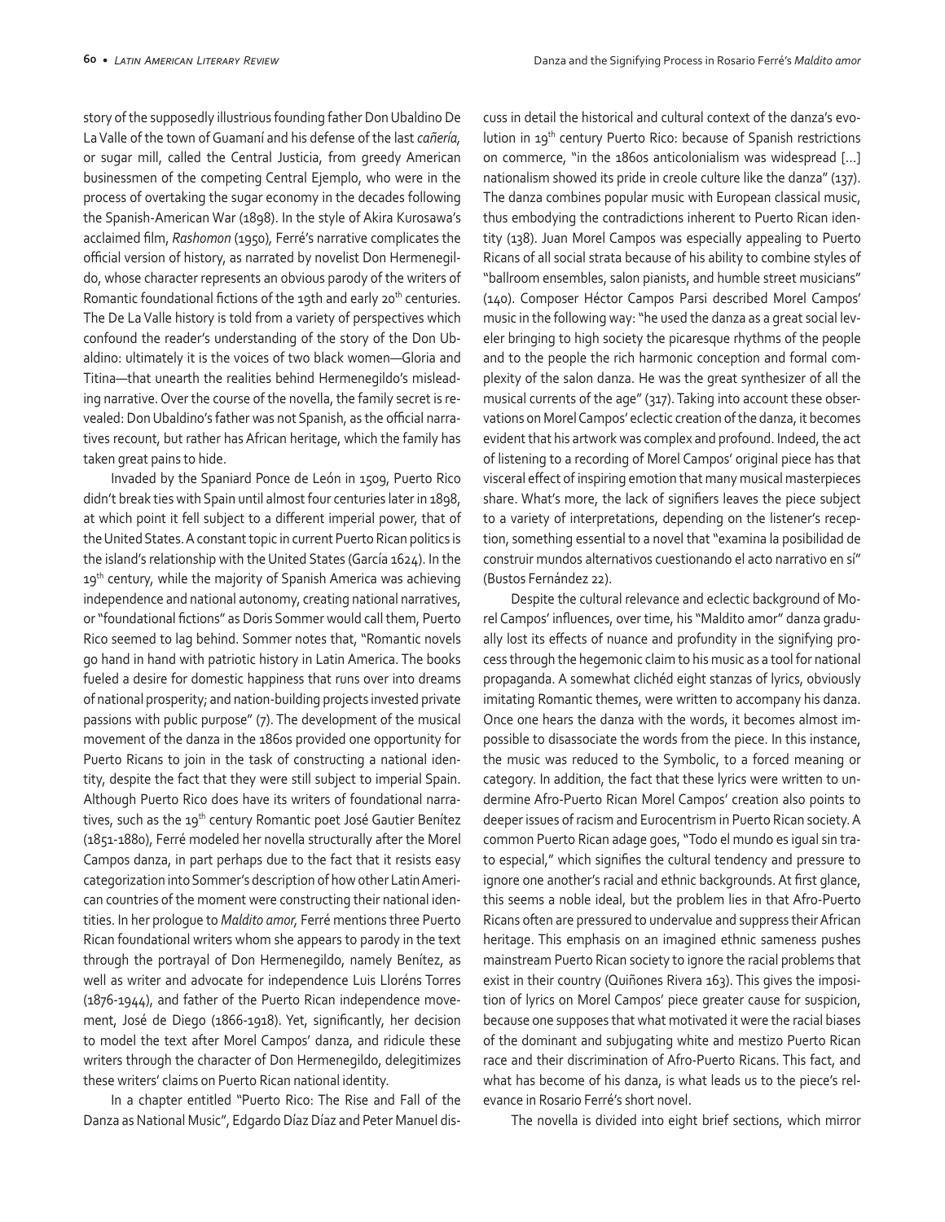story of the supposedly illustrious founding father Don Ubaldino De La Valle of the town of Guamaní and his defense of the last *cañería,* or sugar mill, called the Central Justicia, from greedy American businessmen of the competing Central Ejemplo, who were in the process of overtaking the sugar economy in the decades following the Spanish-American War (1898). In the style of Akira Kurosawa's acclaimed film, *Rashomon* (1950), Ferré's narrative complicates the official version of history, as narrated by novelist Don Hermenegildo, whose character represents an obvious parody of the writers of Romantic foundational fictions of the 19th and early 20th centuries. The De La Valle history is told from a variety of perspectives which confound the reader's understanding of the story of the Don Ubaldino: ultimately it is the voices of two black women—Gloria and Titina—that unearth the realities behind Hermenegildo's misleading narrative. Over the course of the novella, the family secret is revealed: Don Ubaldino's father was not Spanish, as the official narratives recount, but rather has African heritage, which the family has taken great pains to hide.

Invaded by the Spaniard Ponce de León in 1509, Puerto Rico didn't break ties with Spain until almost four centuries later in 1898, at which point it fell subject to a different imperial power, that of the United States. A constant topic in current Puerto Rican politics is the island's relationship with the United States (García 1624). In the 19th century, while the majority of Spanish America was achieving independence and national autonomy, creating national narratives, or "foundational fictions" as Doris Sommer would call them, Puerto Rico seemed to lag behind. Sommer notes that, "Romantic novels go hand in hand with patriotic history in Latin America. The books fueled a desire for domestic happiness that runs over into dreams of national prosperity; and nation-building projects invested private passions with public purpose" (7). The development of the musical movement of the danza in the 1860s provided one opportunity for Puerto Ricans to join in the task of constructing a national identity, despite the fact that they were still subject to imperial Spain. Although Puerto Rico does have its writers of foundational narratives, such as the 19th century Romantic poet José Gautier Benítez (1851-1880), Ferré modeled her novella structurally after the Morel Campos danza, in part perhaps due to the fact that it resists easy categorization into Sommer's description of how other Latin American countries of the moment were constructing their national identities. In her prologue to *Maldito amor,* Ferré mentions three Puerto Rican foundational writers whom she appears to parody in the text through the portrayal of Don Hermenegildo, namely Benítez, as well as writer and advocate for independence Luis Lloréns Torres (1876-1944), and father of the Puerto Rican independence movement, José de Diego (1866-1918). Yet, significantly, her decision to model the text after Morel Campos' danza, and ridicule these writers through the character of Don Hermenegildo, delegitimizes these writers' claims on Puerto Rican national identity.

In a chapter entitled "Puerto Rico: The Rise and Fall of the Danza as National Music", Edgardo Díaz Díaz and Peter Manuel discuss in detail the historical and cultural context of the danza's evolution in 19th century Puerto Rico: because of Spanish restrictions on commerce, "in the 1860s anticolonialism was widespread [...] nationalism showed its pride in creole culture like the danza" (137). The danza combines popular music with European classical music, thus embodying the contradictions inherent to Puerto Rican identity (138). Juan Morel Campos was especially appealing to Puerto Ricans of all social strata because of his ability to combine styles of "ballroom ensembles, salon pianists, and humble street musicians" (140). Composer Héctor Campos Parsi described Morel Campos' music in the following way: "he used the danza as a great social leveler bringing to high society the picaresque rhythms of the people and to the people the rich harmonic conception and formal complexity of the salon danza. He was the great synthesizer of all the musical currents of the age" (317). Taking into account these observations on Morel Campos' eclectic creation of the danza, it becomes evident that his artwork was complex and profound. Indeed, the act of listening to a recording of Morel Campos' original piece has that visceral effect of inspiring emotion that many musical masterpieces share. What's more, the lack of signifiers leaves the piece subject to a variety of interpretations, depending on the listener's reception, something essential to a novel that "examina la posibilidad de construir mundos alternativos cuestionando el acto narrativo en sí" (Bustos Fernández 22).

Despite the cultural relevance and eclectic background of Morel Campos' influences, over time, his "Maldito amor" danza gradually lost its effects of nuance and profundity in the signifying process through the hegemonic claim to his music as a tool for national propaganda. A somewhat clichéd eight stanzas of lyrics, obviously imitating Romantic themes, were written to accompany his danza. Once one hears the danza with the words, it becomes almost impossible to disassociate the words from the piece. In this instance, the music was reduced to the Symbolic, to a forced meaning or category. In addition, the fact that these lyrics were written to undermine Afro-Puerto Rican Morel Campos' creation also points to deeper issues of racism and Eurocentrism in Puerto Rican society. A common Puerto Rican adage goes, "Todo el mundo es igual sin trato especial," which signifies the cultural tendency and pressure to ignore one another's racial and ethnic backgrounds. At first glance, this seems a noble ideal, but the problem lies in that Afro-Puerto Ricans often are pressured to undervalue and suppress their African heritage. This emphasis on an imagined ethnic sameness pushes mainstream Puerto Rican society to ignore the racial problems that exist in their country (Quiñones Rivera 163). This gives the imposition of lyrics on Morel Campos' piece greater cause for suspicion, because one supposes that what motivated it were the racial biases of the dominant and subjugating white and mestizo Puerto Rican race and their discrimination of Afro-Puerto Ricans. This fact, and what has become of his danza, is what leads us to the piece's relevance in Rosario Ferré's short novel.

The novella is divided into eight brief sections, which mirror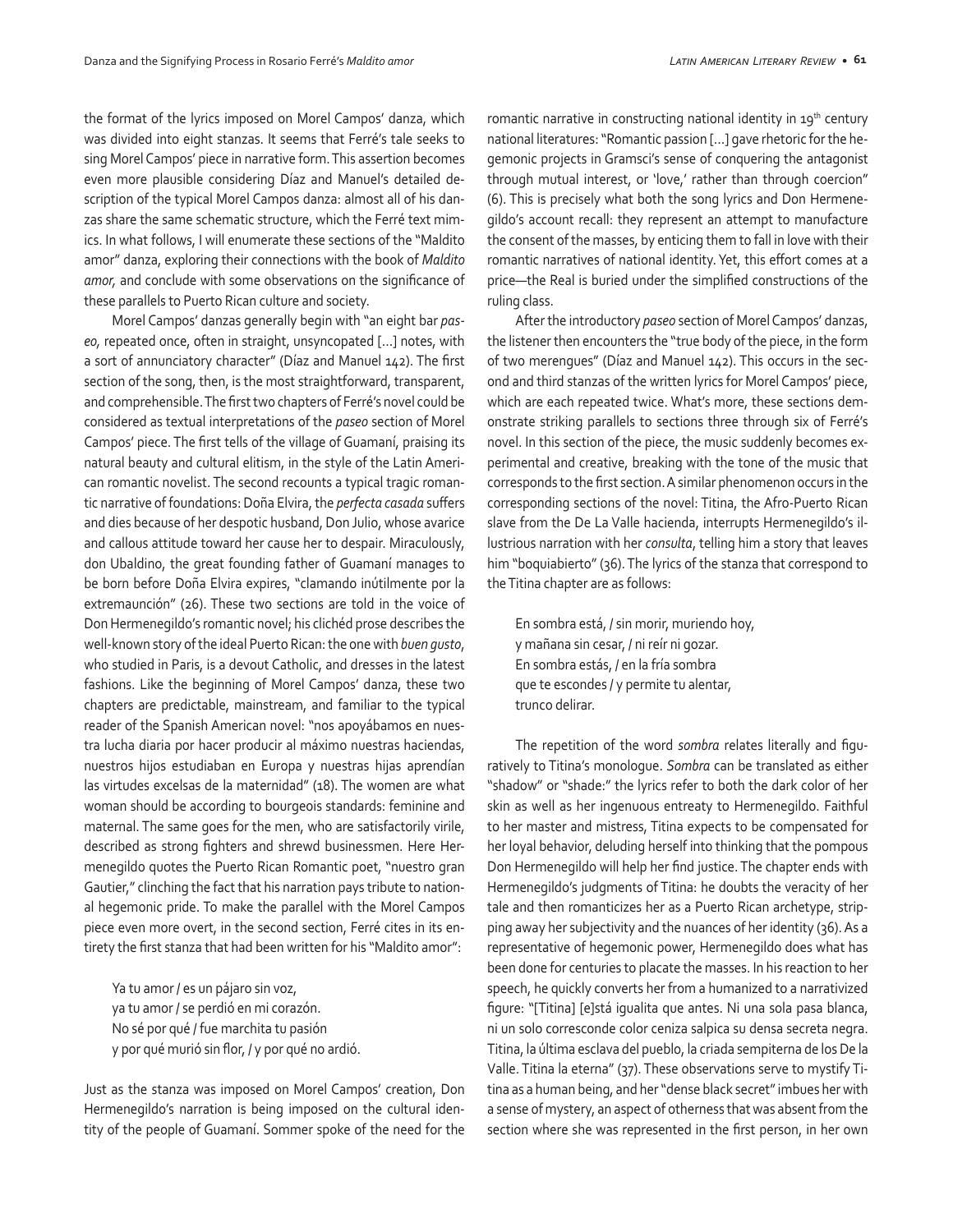the format of the lyrics imposed on Morel Campos' danza, which was divided into eight stanzas. It seems that Ferré's tale seeks to sing Morel Campos' piece in narrative form. This assertion becomes even more plausible considering Díaz and Manuel's detailed description of the typical Morel Campos danza: almost all of his danzas share the same schematic structure, which the Ferré text mimics. In what follows, I will enumerate these sections of the "Maldito amor" danza, exploring their connections with the book of *Maldito amor,* and conclude with some observations on the significance of these parallels to Puerto Rican culture and society.

Morel Campos' danzas generally begin with "an eight bar *paseo,* repeated once, often in straight, unsyncopated […] notes, with a sort of annunciatory character" (Díaz and Manuel 142). The first section of the song, then, is the most straightforward, transparent, and comprehensible. The first two chapters of Ferré's novel could be considered as textual interpretations of the *paseo* section of Morel Campos' piece. The first tells of the village of Guamaní, praising its natural beauty and cultural elitism, in the style of the Latin American romantic novelist. The second recounts a typical tragic romantic narrative of foundations: Doña Elvira, the *perfecta casada* suffers and dies because of her despotic husband, Don Julio, whose avarice and callous attitude toward her cause her to despair. Miraculously, don Ubaldino, the great founding father of Guamaní manages to be born before Doña Elvira expires, "clamando inútilmente por la extremaunción" (26). These two sections are told in the voice of Don Hermenegildo's romantic novel; his clichéd prose describes the well-known story of the ideal Puerto Rican: the one with *buen gusto*, who studied in Paris, is a devout Catholic, and dresses in the latest fashions. Like the beginning of Morel Campos' danza, these two chapters are predictable, mainstream, and familiar to the typical reader of the Spanish American novel: "nos apoyábamos en nuestra lucha diaria por hacer producir al máximo nuestras haciendas, nuestros hijos estudiaban en Europa y nuestras hijas aprendían las virtudes excelsas de la maternidad" (18). The women are what woman should be according to bourgeois standards: feminine and maternal. The same goes for the men, who are satisfactorily virile, described as strong fighters and shrewd businessmen. Here Hermenegildo quotes the Puerto Rican Romantic poet, "nuestro gran Gautier," clinching the fact that his narration pays tribute to national hegemonic pride. To make the parallel with the Morel Campos piece even more overt, in the second section, Ferré cites in its entirety the first stanza that had been written for his "Maldito amor":

> Ya tu amor / es un pájaro sin voz,
> ya tu amor / se perdió en mi corazón.
> No sé por qué / fue marchita tu pasión
> y por qué murió sin flor, / y por qué no ardió.

Just as the stanza was imposed on Morel Campos' creation, Don Hermenegildo's narration is being imposed on the cultural identity of the people of Guamaní. Sommer spoke of the need for the romantic narrative in constructing national identity in 19th century national literatures: "Romantic passion […] gave rhetoric for the hegemonic projects in Gramsci's sense of conquering the antagonist through mutual interest, or 'love,' rather than through coercion" (6). This is precisely what both the song lyrics and Don Hermenegildo's account recall: they represent an attempt to manufacture the consent of the masses, by enticing them to fall in love with their romantic narratives of national identity. Yet, this effort comes at a price—the Real is buried under the simplified constructions of the ruling class.

After the introductory *paseo* section of Morel Campos' danzas, the listener then encounters the "true body of the piece, in the form of two merengues" (Díaz and Manuel 142). This occurs in the second and third stanzas of the written lyrics for Morel Campos' piece, which are each repeated twice. What's more, these sections demonstrate striking parallels to sections three through six of Ferré's novel. In this section of the piece, the music suddenly becomes experimental and creative, breaking with the tone of the music that corresponds to the first section. A similar phenomenon occurs in the corresponding sections of the novel: Titina, the Afro-Puerto Rican slave from the De La Valle hacienda, interrupts Hermenegildo's illustrious narration with her *consulta*, telling him a story that leaves him "boquiabierto" (36). The lyrics of the stanza that correspond to the Titina chapter are as follows:

> En sombra está, / sin morir, muriendo hoy,
> y mañana sin cesar, / ni reír ni gozar.
> En sombra estás, / en la fría sombra
> que te escondes / y permite tu alentar,
> trunco delirar.

The repetition of the word *sombra* relates literally and figuratively to Titina's monologue. *Sombra* can be translated as either "shadow" or "shade:" the lyrics refer to both the dark color of her skin as well as her ingenuous entreaty to Hermenegildo. Faithful to her master and mistress, Titina expects to be compensated for her loyal behavior, deluding herself into thinking that the pompous Don Hermenegildo will help her find justice. The chapter ends with Hermenegildo's judgments of Titina: he doubts the veracity of her tale and then romanticizes her as a Puerto Rican archetype, stripping away her subjectivity and the nuances of her identity (36). As a representative of hegemonic power, Hermenegildo does what has been done for centuries to placate the masses. In his reaction to her speech, he quickly converts her from a humanized to a narrativized figure: "[Titina] [e]stá igualita que antes. Ni una sola pasa blanca, ni un solo corresconde color ceniza salpica su densa secreta negra. Titina, la última esclava del pueblo, la criada sempiterna de los De la Valle. Titina la eterna" (37). These observations serve to mystify Titina as a human being, and her "dense black secret" imbues her with a sense of mystery, an aspect of otherness that was absent from the section where she was represented in the first person, in her own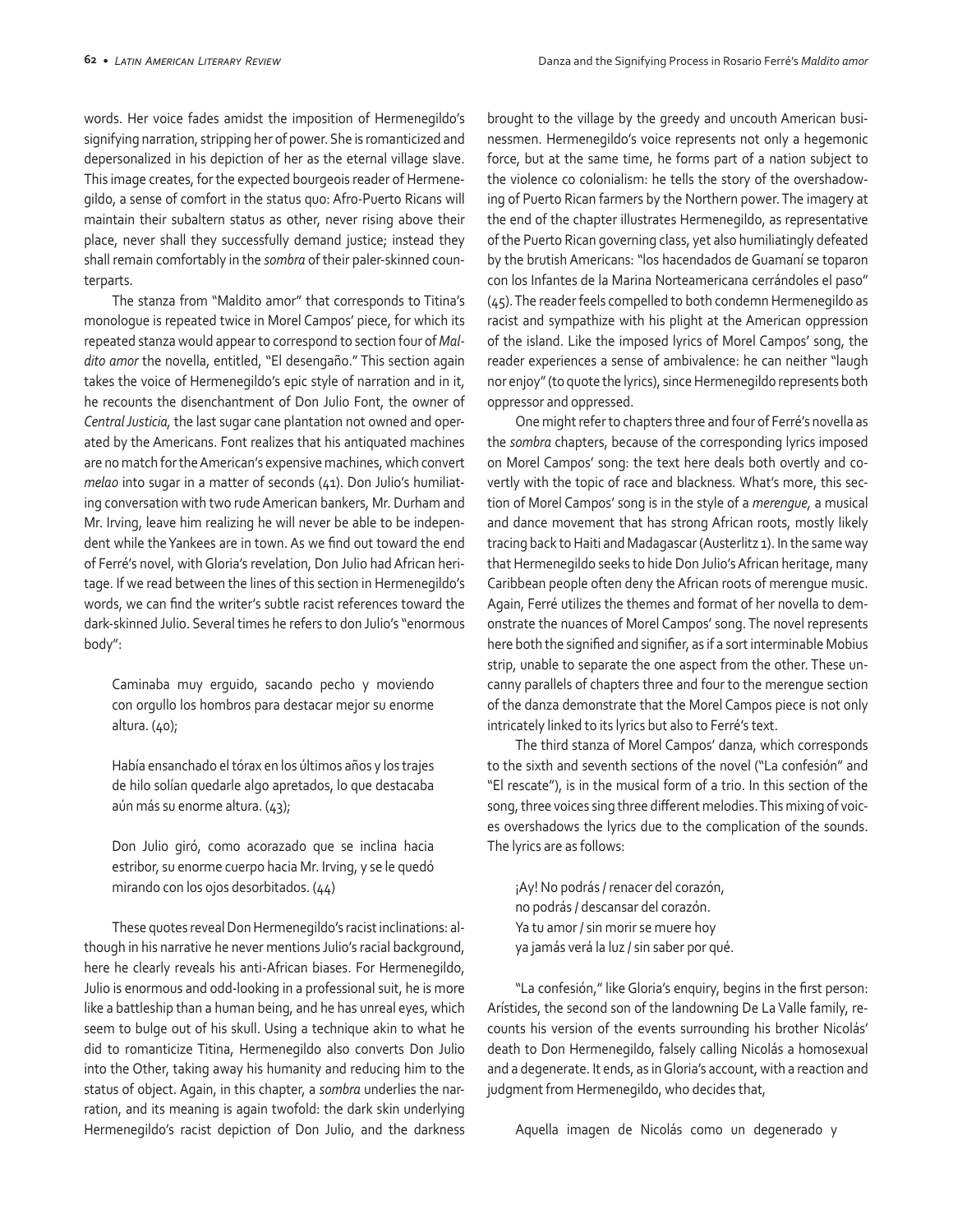words. Her voice fades amidst the imposition of Hermenegildo's signifying narration, stripping her of power. She is romanticized and depersonalized in his depiction of her as the eternal village slave. This image creates, for the expected bourgeois reader of Hermenegildo, a sense of comfort in the status quo: Afro-Puerto Ricans will maintain their subaltern status as other, never rising above their place, never shall they successfully demand justice; instead they shall remain comfortably in the *sombra* of their paler-skinned counterparts.

The stanza from "Maldito amor" that corresponds to Titina's monologue is repeated twice in Morel Campos' piece, for which its repeated stanza would appear to correspond to section four of *Maldito amor* the novella, entitled, "El desengaño." This section again takes the voice of Hermenegildo's epic style of narration and in it, he recounts the disenchantment of Don Julio Font, the owner of *Central Justicia*, the last sugar cane plantation not owned and operated by the Americans. Font realizes that his antiquated machines are no match for the American's expensive machines, which convert *melao* into sugar in a matter of seconds (41). Don Julio's humiliating conversation with two rude American bankers, Mr. Durham and Mr. Irving, leave him realizing he will never be able to be independent while the Yankees are in town. As we find out toward the end of Ferré's novel, with Gloria's revelation, Don Julio had African heritage. If we read between the lines of this section in Hermenegildo's words, we can find the writer's subtle racist references toward the dark-skinned Julio. Several times he refers to don Julio's "enormous body":

> Caminaba muy erguido, sacando pecho y moviendo con orgullo los hombros para destacar mejor su enorme altura. (40);
>
> Había ensanchado el tórax en los últimos años y los trajes de hilo solían quedarle algo apretados, lo que destacaba aún más su enorme altura. (43);
>
> Don Julio giró, como acorazado que se inclina hacia estribor, su enorme cuerpo hacia Mr. Irving, y se le quedó mirando con los ojos desorbitados. (44)

These quotes reveal Don Hermenegildo's racist inclinations: although in his narrative he never mentions Julio's racial background, here he clearly reveals his anti-African biases. For Hermenegildo, Julio is enormous and odd-looking in a professional suit, he is more like a battleship than a human being, and he has unreal eyes, which seem to bulge out of his skull. Using a technique akin to what he did to romanticize Titina, Hermenegildo also converts Don Julio into the Other, taking away his humanity and reducing him to the status of object. Again, in this chapter, a *sombra* underlies the narration, and its meaning is again twofold: the dark skin underlying Hermenegildo's racist depiction of Don Julio, and the darkness brought to the village by the greedy and uncouth American businessmen. Hermenegildo's voice represents not only a hegemonic force, but at the same time, he forms part of a nation subject to the violence co colonialism: he tells the story of the overshadowing of Puerto Rican farmers by the Northern power. The imagery at the end of the chapter illustrates Hermenegildo, as representative of the Puerto Rican governing class, yet also humiliatingly defeated by the brutish Americans: "los hacendados de Guamaní se toparon con los Infantes de la Marina Norteamericana cerrándoles el paso" (45). The reader feels compelled to both condemn Hermenegildo as racist and sympathize with his plight at the American oppression of the island. Like the imposed lyrics of Morel Campos' song, the reader experiences a sense of ambivalence: he can neither "laugh nor enjoy" (to quote the lyrics), since Hermenegildo represents both oppressor and oppressed.

One might refer to chapters three and four of Ferré's novella as the *sombra* chapters, because of the corresponding lyrics imposed on Morel Campos' song: the text here deals both overtly and covertly with the topic of race and blackness. What's more, this section of Morel Campos' song is in the style of a *merengue*, a musical and dance movement that has strong African roots, mostly likely tracing back to Haiti and Madagascar (Austerlitz 1). In the same way that Hermenegildo seeks to hide Don Julio's African heritage, many Caribbean people often deny the African roots of merengue music. Again, Ferré utilizes the themes and format of her novella to demonstrate the nuances of Morel Campos' song. The novel represents here both the signified and signifier, as if a sort interminable Mobius strip, unable to separate the one aspect from the other. These uncanny parallels of chapters three and four to the merengue section of the danza demonstrate that the Morel Campos piece is not only intricately linked to its lyrics but also to Ferré's text.

The third stanza of Morel Campos' danza, which corresponds to the sixth and seventh sections of the novel ("La confesión" and "El rescate"), is in the musical form of a trio. In this section of the song, three voices sing three different melodies. This mixing of voices overshadows the lyrics due to the complication of the sounds. The lyrics are as follows:

> ¡Ay! No podrás / renacer del corazón,
> no podrás / descansar del corazón.
> Ya tu amor / sin morir se muere hoy
> ya jamás verá la luz / sin saber por qué.

"La confesión," like Gloria's enquiry, begins in the first person: Arístides, the second son of the landowning De La Valle family, recounts his version of the events surrounding his brother Nicolás' death to Don Hermenegildo, falsely calling Nicolás a homosexual and a degenerate. It ends, as in Gloria's account, with a reaction and judgment from Hermenegildo, who decides that,

> Aquella imagen de Nicolás como un degenerado y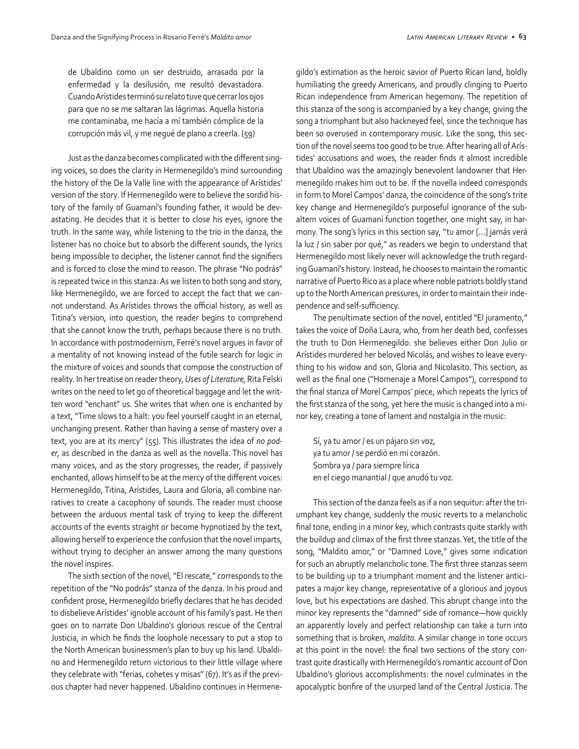> de Ubaldino como un ser destruido, arrasado por la enfermedad y la desilusión, me resultó devastadora. Cuando Arístides terminó su relato tuve que cerrar los ojos para que no se me saltaran las lágrimas. Aquella historia me contaminaba, me hacía a mí también cómplice de la corrupción más vil, y me negué de plano a creerla. (59)

Just as the danza becomes complicated with the different singing voices, so does the clarity in Hermenegildo's mind surrounding the history of the De la Valle line with the appearance of Arístides' version of the story. If Hermenegildo were to believe the sordid history of the family of Guamaní's founding father, it would be devastating. He decides that it is better to close his eyes, ignore the truth. In the same way, while listening to the trio in the danza, the listener has no choice but to absorb the different sounds, the lyrics being impossible to decipher, the listener cannot find the signifiers and is forced to close the mind to reason. The phrase "No podrás" is repeated twice in this stanza: As we listen to both song and story, like Hermenegildo, we are forced to accept the fact that we cannot understand. As Arístides throws the official history, as well as Titina's version, into question, the reader begins to comprehend that she cannot know the truth, perhaps because there is no truth. In accordance with postmodernism, Ferré's novel argues in favor of a mentality of not knowing instead of the futile search for logic in the mixture of voices and sounds that compose the construction of reality. In her treatise on reader theory, *Uses of Literature,* Rita Felski writes on the need to let go of theoretical baggage and let the written word "enchant" us. She writes that when one is enchanted by a text, "Time slows to a halt: you feel yourself caught in an eternal, unchanging present. Rather than having a sense of mastery over a text, you are at its mercy" (55). This illustrates the idea of *no poder,* as described in the danza as well as the novella. This novel has many voices, and as the story progresses, the reader, if passively enchanted, allows himself to be at the mercy of the different voices: Hermenegildo, Titina, Arístides, Laura and Gloria, all combine narratives to create a cacophony of sounds. The reader must choose between the arduous mental task of trying to keep the different accounts of the events straight or become hypnotized by the text, allowing herself to experience the confusion that the novel imparts, without trying to decipher an answer among the many questions the novel inspires.

The sixth section of the novel, "El rescate," corresponds to the repetition of the "No podrás" stanza of the danza. In his proud and confident prose, Hermenegildo briefly declares that he has decided to disbelieve Arístides' ignoble account of his family's past. He then goes on to narrate Don Ubaldino's glorious rescue of the Central Justicia, in which he finds the loophole necessary to put a stop to the North American businessmen's plan to buy up his land. Ubaldino and Hermenegildo return victorious to their little village where they celebrate with "ferias, cohetes y misas" (67). It's as if the previous chapter had never happened. Ubaldino continues in Hermenegildo's estimation as the heroic savior of Puerto Rican land, boldly humiliating the greedy Americans, and proudly clinging to Puerto Rican independence from American hegemony. The repetition of this stanza of the song is accompanied by a key change, giving the song a triumphant but also hackneyed feel, since the technique has been so overused in contemporary music. Like the song, this section of the novel seems too good to be true. After hearing all of Arístides' accusations and woes, the reader finds it almost incredible that Ubaldino was the amazingly benevolent landowner that Hermenegildo makes him out to be. If the novella indeed corresponds in form to Morel Campos' danza, the coincidence of the song's trite key change and Hermenegildo's purposeful ignorance of the subaltern voices of Guamaní function together, one might say, in harmony. The song's lyrics in this section say, "tu amor [...] jamás verá la luz / sin saber por qué," as readers we begin to understand that Hermenegildo most likely never will acknowledge the truth regarding Guamaní's history. Instead, he chooses to maintain the romantic narrative of Puerto Rico as a place where noble patriots boldly stand up to the North American pressures, in order to maintain their independence and self-sufficiency.

The penultimate section of the novel, entitled "El juramento," takes the voice of Doña Laura, who, from her death bed, confesses the truth to Don Hermenegildo: she believes either Don Julio or Arístides murdered her beloved Nicolás, and wishes to leave everything to his widow and son, Gloria and Nicolasito. This section, as well as the final one ("Homenaje a Morel Campos"), correspond to the final stanza of Morel Campos' piece, which repeats the lyrics of the first stanza of the song, yet here the music is changed into a minor key, creating a tone of lament and nostalgia in the music:

> Sí, ya tu amor / es un pájaro sin voz,
> ya tu amor / se perdió en mi corazón.
> Sombra ya / para siempre lírica
> en el ciego manantial / que anudó tu voz.

This section of the danza feels as if a non sequitur: after the triumphant key change, suddenly the music reverts to a melancholic final tone, ending in a minor key, which contrasts quite starkly with the buildup and climax of the first three stanzas. Yet, the title of the song, "Maldito amor," or "Damned Love," gives some indication for such an abruptly melancholic tone. The first three stanzas seem to be building up to a triumphant moment and the listener anticipates a major key change, representative of a glorious and joyous love, but his expectations are dashed. This abrupt change into the minor key represents the "damned" side of romance—how quickly an apparently lovely and perfect relationship can take a turn into something that is broken, *maldito.* A similar change in tone occurs at this point in the novel: the final two sections of the story contrast quite drastically with Hermenegildo's romantic account of Don Ubaldino's glorious accomplishments: the novel culminates in the apocalyptic bonfire of the usurped land of the Central Justicia. The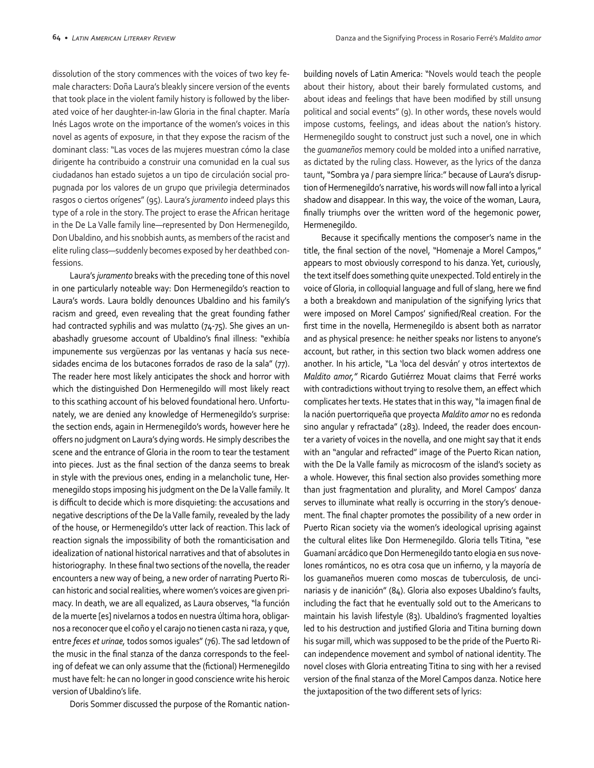dissolution of the story commences with the voices of two key female characters: Doña Laura's bleakly sincere version of the events that took place in the violent family history is followed by the liberated voice of her daughter-in-law Gloria in the final chapter. María Inés Lagos wrote on the importance of the women's voices in this novel as agents of exposure, in that they expose the racism of the dominant class: "Las voces de las mujeres muestran cómo la clase dirigente ha contribuido a construir una comunidad en la cual sus ciudadanos han estado sujetos a un tipo de circulación social propugnada por los valores de un grupo que privilegia determinados rasgos o ciertos orígenes" (95). Laura's *juramento* indeed plays this type of a role in the story. The project to erase the African heritage in the De La Valle family line—represented by Don Hermenegildo, Don Ubaldino, and his snobbish aunts, as members of the racist and elite ruling class—suddenly becomes exposed by her deathbed confessions.

Laura's *juramento* breaks with the preceding tone of this novel in one particularly noteable way: Don Hermenegildo's reaction to Laura's words. Laura boldly denounces Ubaldino and his family's racism and greed, even revealing that the great founding father had contracted syphilis and was mulatto (74-75). She gives an unabashadly gruesome account of Ubaldino's final illness: "exhibía impunemente sus vergüenzas por las ventanas y hacía sus necesidades encima de los butacones forrados de raso de la sala" (77). The reader here most likely anticipates the shock and horror with which the distinguished Don Hermenegildo will most likely react to this scathing account of his beloved foundational hero. Unfortunately, we are denied any knowledge of Hermenegildo's surprise: the section ends, again in Hermenegildo's words, however here he offers no judgment on Laura's dying words. He simply describes the scene and the entrance of Gloria in the room to tear the testament into pieces. Just as the final section of the danza seems to break in style with the previous ones, ending in a melancholic tune, Hermenegildo stops imposing his judgment on the De la Valle family. It is difficult to decide which is more disquieting: the accusations and negative descriptions of the De la Valle family, revealed by the lady of the house, or Hermenegildo's utter lack of reaction. This lack of reaction signals the impossibility of both the romanticisation and idealization of national historical narratives and that of absolutes in historiography. In these final two sections of the novella, the reader encounters a new way of being, a new order of narrating Puerto Rican historic and social realities, where women's voices are given primacy. In death, we are all equalized, as Laura observes, "la función de la muerte [es] nivelarnos a todos en nuestra última hora, obligarnos a reconocer que el coño y el carajo no tienen casta ni raza, y que, entre *feces et urinae,* todos somos iguales" (76). The sad letdown of the music in the final stanza of the danza corresponds to the feeling of defeat we can only assume that the (fictional) Hermenegildo must have felt: he can no longer in good conscience write his heroic version of Ubaldino's life.

Doris Sommer discussed the purpose of the Romantic nation-building novels of Latin America: "Novels would teach the people about their history, about their barely formulated customs, and about ideas and feelings that have been modified by still unsung political and social events" (9). In other words, these novels would impose customs, feelings, and ideas about the nation's history. Hermenegildo sought to construct just such a novel, one in which the *guamaneños* memory could be molded into a unified narrative, as dictated by the ruling class. However, as the lyrics of the danza taunt, "Sombra ya / para siempre lírica:" because of Laura's disruption of Hermenegildo's narrative, his words will now fall into a lyrical shadow and disappear. In this way, the voice of the woman, Laura, finally triumphs over the written word of the hegemonic power, Hermenegildo.

Because it specifically mentions the composer's name in the title, the final section of the novel, "Homenaje a Morel Campos," appears to most obviously correspond to his danza. Yet, curiously, the text itself does something quite unexpected. Told entirely in the voice of Gloria, in colloquial language and full of slang, here we find a both a breakdown and manipulation of the signifying lyrics that were imposed on Morel Campos' signified/Real creation. For the first time in the novella, Hermenegildo is absent both as narrator and as physical presence: he neither speaks nor listens to anyone's account, but rather, in this section two black women address one another. In his article, "La 'loca del desván' y otros intertextos de *Maldito amor,"* Ricardo Gutiérrez Mouat claims that Ferré works with contradictions without trying to resolve them, an effect which complicates her texts. He states that in this way, "la imagen final de la nación puertorriqueña que proyecta *Maldito amor* no es redonda sino angular y refractada" (283). Indeed, the reader does encounter a variety of voices in the novella, and one might say that it ends with an "angular and refracted" image of the Puerto Rican nation, with the De la Valle family as microcosm of the island's society as a whole. However, this final section also provides something more than just fragmentation and plurality, and Morel Campos' danza serves to illuminate what really is occurring in the story's denouement. The final chapter promotes the possibility of a new order in Puerto Rican society via the women's ideological uprising against the cultural elites like Don Hermenegildo. Gloria tells Titina, "ese Guamaní arcádico que Don Hermenegildo tanto elogia en sus novelones románticos, no es otra cosa que un infierno, y la mayoría de los guamaneños mueren como moscas de tuberculosis, de uncinariasis y de inanición" (84). Gloria also exposes Ubaldino's faults, including the fact that he eventually sold out to the Americans to maintain his lavish lifestyle (83). Ubaldino's fragmented loyalties led to his destruction and justified Gloria and Titina burning down his sugar mill, which was supposed to be the pride of the Puerto Rican independence movement and symbol of national identity. The novel closes with Gloria entreating Titina to sing with her a revised version of the final stanza of the Morel Campos danza. Notice here the juxtaposition of the two different sets of lyrics: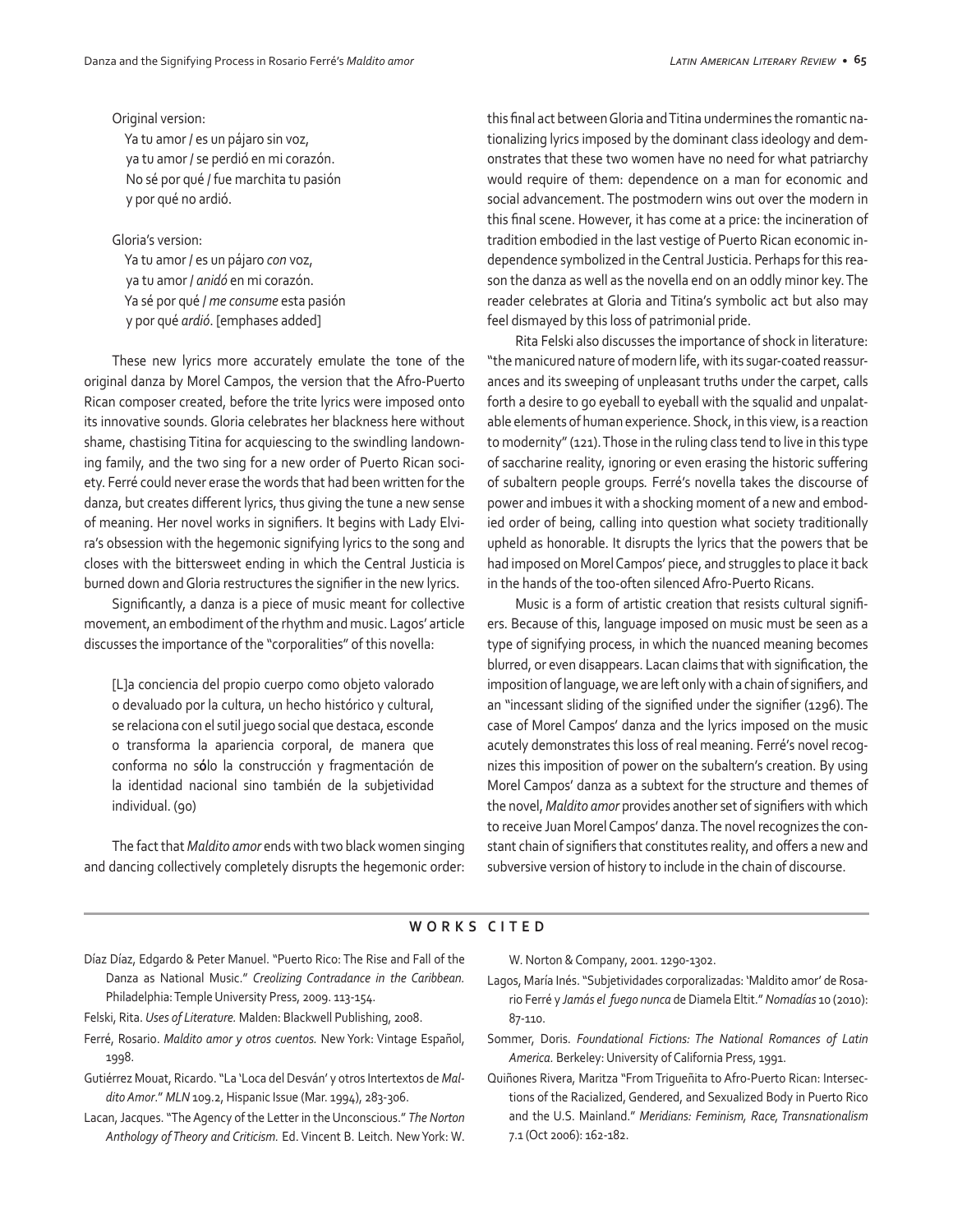Original version:

Ya tu amor / es un pájaro sin voz,
ya tu amor / se perdió en mi corazón.
No sé por qué / fue marchita tu pasión
y por qué no ardió.

Gloria's version:

Ya tu amor / es un pájaro *con* voz,
ya tu amor / *anidó* en mi corazón.
Ya sé por qué / *me consume* esta pasión
y por qué *ardió*. [emphases added]

These new lyrics more accurately emulate the tone of the original danza by Morel Campos, the version that the Afro-Puerto Rican composer created, before the trite lyrics were imposed onto its innovative sounds. Gloria celebrates her blackness here without shame, chastising Titina for acquiescing to the swindling landowning family, and the two sing for a new order of Puerto Rican society. Ferré could never erase the words that had been written for the danza, but creates different lyrics, thus giving the tune a new sense of meaning. Her novel works in signifiers. It begins with Lady Elvira's obsession with the hegemonic signifying lyrics to the song and closes with the bittersweet ending in which the Central Justicia is burned down and Gloria restructures the signifier in the new lyrics.

Significantly, a danza is a piece of music meant for collective movement, an embodiment of the rhythm and music. Lagos' article discusses the importance of the "corporalities" of this novella:

> [L]a conciencia del propio cuerpo como objeto valorado o devaluado por la cultura, un hecho histórico y cultural, se relaciona con el sutil juego social que destaca, esconde o transforma la apariencia corporal, de manera que conforma no s**ó**lo la construcción y fragmentación de la identidad nacional sino también de la subjetividad individual. (90)

The fact that *Maldito amor* ends with two black women singing and dancing collectively completely disrupts the hegemonic order: this final act between Gloria and Titina undermines the romantic nationalizing lyrics imposed by the dominant class ideology and demonstrates that these two women have no need for what patriarchy would require of them: dependence on a man for economic and social advancement. The postmodern wins out over the modern in this final scene. However, it has come at a price: the incineration of tradition embodied in the last vestige of Puerto Rican economic independence symbolized in the Central Justicia. Perhaps for this reason the danza as well as the novella end on an oddly minor key. The reader celebrates at Gloria and Titina's symbolic act but also may feel dismayed by this loss of patrimonial pride.

Rita Felski also discusses the importance of shock in literature: "the manicured nature of modern life, with its sugar-coated reassurances and its sweeping of unpleasant truths under the carpet, calls forth a desire to go eyeball to eyeball with the squalid and unpalatable elements of human experience. Shock, in this view, is a reaction to modernity" (121). Those in the ruling class tend to live in this type of saccharine reality, ignoring or even erasing the historic suffering of subaltern people groups. Ferré's novella takes the discourse of power and imbues it with a shocking moment of a new and embodied order of being, calling into question what society traditionally upheld as honorable. It disrupts the lyrics that the powers that be had imposed on Morel Campos' piece, and struggles to place it back in the hands of the too-often silenced Afro-Puerto Ricans.

Music is a form of artistic creation that resists cultural signifiers. Because of this, language imposed on music must be seen as a type of signifying process, in which the nuanced meaning becomes blurred, or even disappears. Lacan claims that with signification, the imposition of language, we are left only with a chain of signifiers, and an "incessant sliding of the signified under the signifier (1296). The case of Morel Campos' danza and the lyrics imposed on the music acutely demonstrates this loss of real meaning. Ferré's novel recognizes this imposition of power on the subaltern's creation. By using Morel Campos' danza as a subtext for the structure and themes of the novel, *Maldito amor* provides another set of signifiers with which to receive Juan Morel Campos' danza. The novel recognizes the constant chain of signifiers that constitutes reality, and offers a new and subversive version of history to include in the chain of discourse.

## WORKS CITED

Díaz Díaz, Edgardo & Peter Manuel. "Puerto Rico: The Rise and Fall of the Danza as National Music." *Creolizing Contradance in the Caribbean*. Philadelphia: Temple University Press, 2009. 113-154.

Felski, Rita. *Uses of Literature.* Malden: Blackwell Publishing, 2008.

Ferré, Rosario. *Maldito amor y otros cuentos.* New York: Vintage Español, 1998.

Gutiérrez Mouat, Ricardo. "La 'Loca del Desván' y otros Intertextos de *Maldito Amor*." *MLN* 109.2, Hispanic Issue (Mar. 1994), 283-306.

Lacan, Jacques. "The Agency of the Letter in the Unconscious." *The Norton Anthology of Theory and Criticism.* Ed. Vincent B. Leitch. New York: W. W. Norton & Company, 2001. 1290-1302.

Lagos, María Inés. "Subjetividades corporalizadas: 'Maldito amor' de Rosario Ferré y *Jamás el fuego nunca* de Diamela Eltit." *Nomadías* 10 (2010): 87-110.

Sommer, Doris. *Foundational Fictions: The National Romances of Latin America*. Berkeley: University of California Press, 1991.

Quiñones Rivera, Maritza "From Trigueñita to Afro-Puerto Rican: Intersections of the Racialized, Gendered, and Sexualized Body in Puerto Rico and the U.S. Mainland." *Meridians: Feminism, Race, Transnationalism* 7.1 (Oct 2006): 162-182.